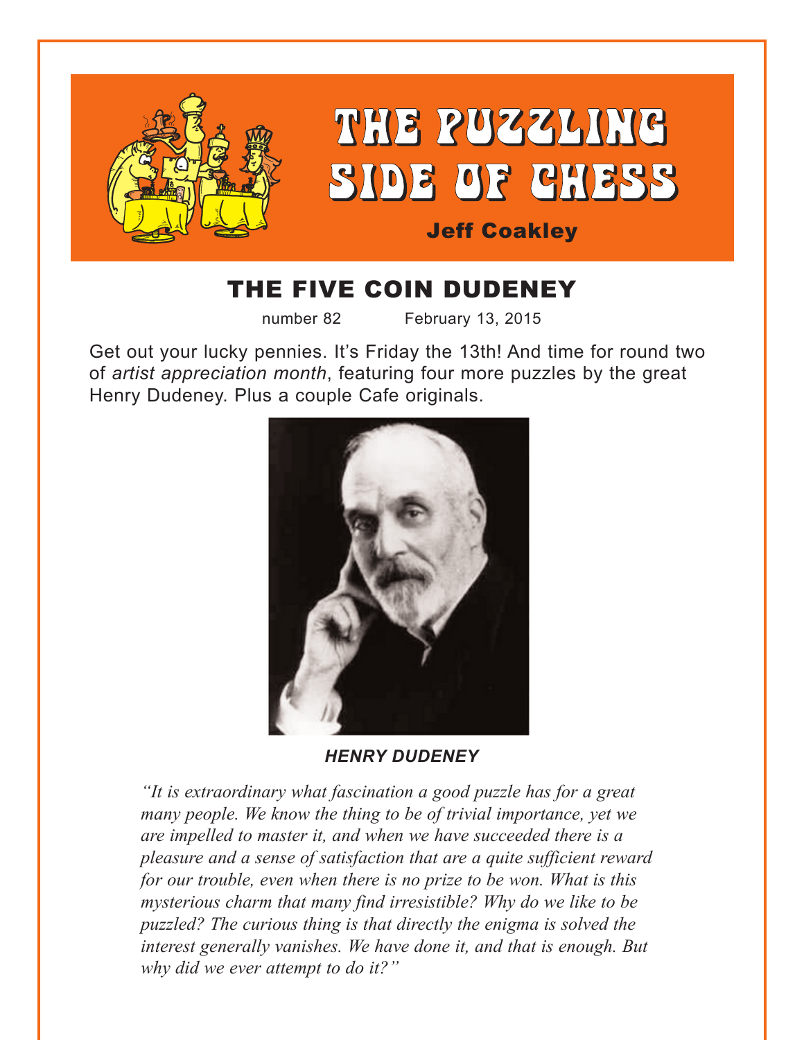# THE PUZZLING SIDE OF CHESS

Jeff Coakley

## THE FIVE COIN DUDENEY

number 82 February 13, 2015

Get out your lucky pennies. It's Friday the 13th! And time for round two of *artist appreciation month*, featuring four more puzzles by the great Henry Dudeney. Plus a couple Cafe originals.

***HENRY DUDENEY***

*"It is extraordinary what fascination a good puzzle has for a great many people. We know the thing to be of trivial importance, yet we are impelled to master it, and when we have succeeded there is a pleasure and a sense of satisfaction that are a quite sufficient reward for our trouble, even when there is no prize to be won. What is this mysterious charm that many find irresistible? Why do we like to be puzzled? The curious thing is that directly the enigma is solved the interest generally vanishes. We have done it, and that is enough. But why did we ever attempt to do it?"*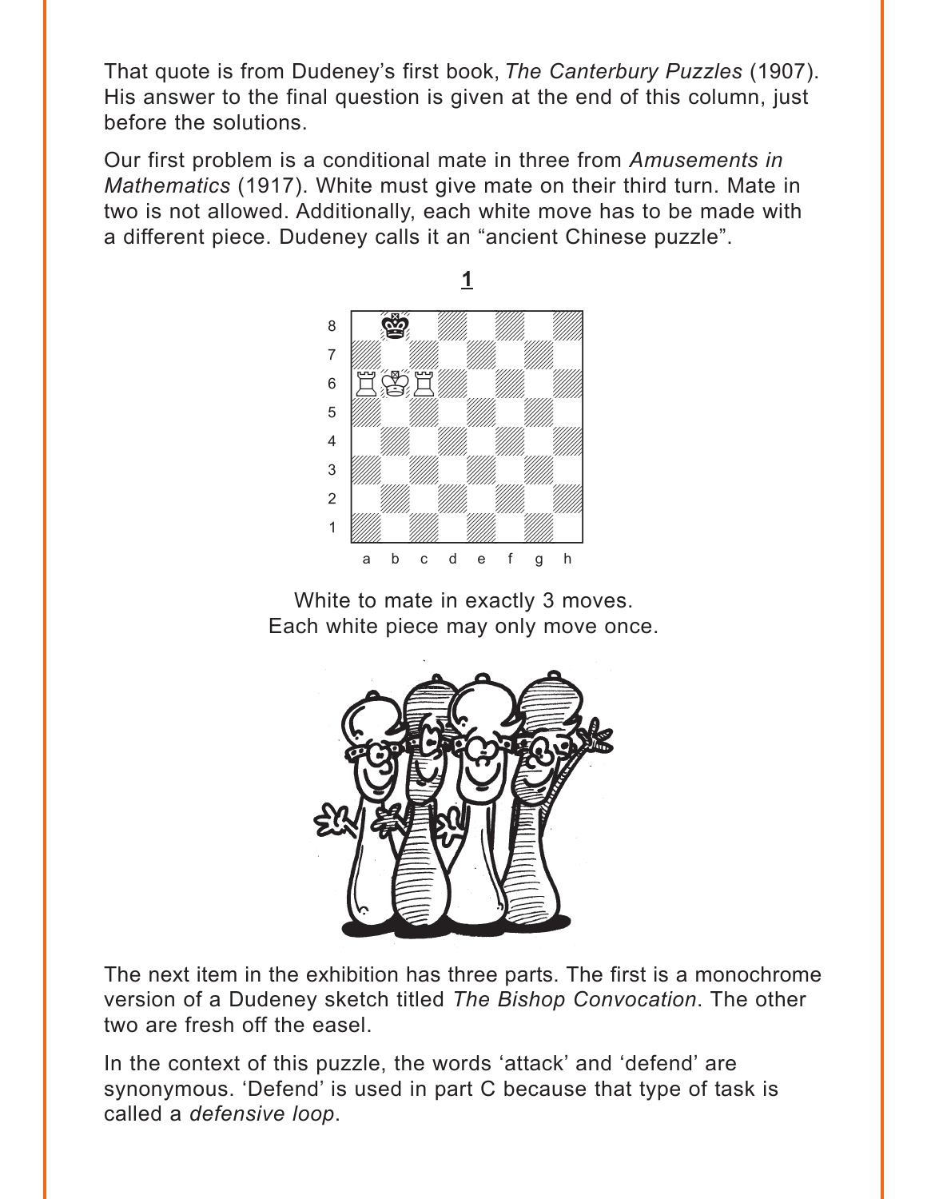That quote is from Dudeney's first book, *The Canterbury Puzzles* (1907). His answer to the final question is given at the end of this column, just before the solutions.

Our first problem is a conditional mate in three from *Amusements in Mathematics* (1917). White must give mate on their third turn. Mate in two is not allowed. Additionally, each white move has to be made with a different piece. Dudeney calls it an "ancient Chinese puzzle".

**1**

White to mate in exactly 3 moves.
Each white piece may only move once.

The next item in the exhibition has three parts. The first is a monochrome version of a Dudeney sketch titled *The Bishop Convocation*. The other two are fresh off the easel.

In the context of this puzzle, the words 'attack' and 'defend' are synonymous. 'Defend' is used in part C because that type of task is called a *defensive loop*.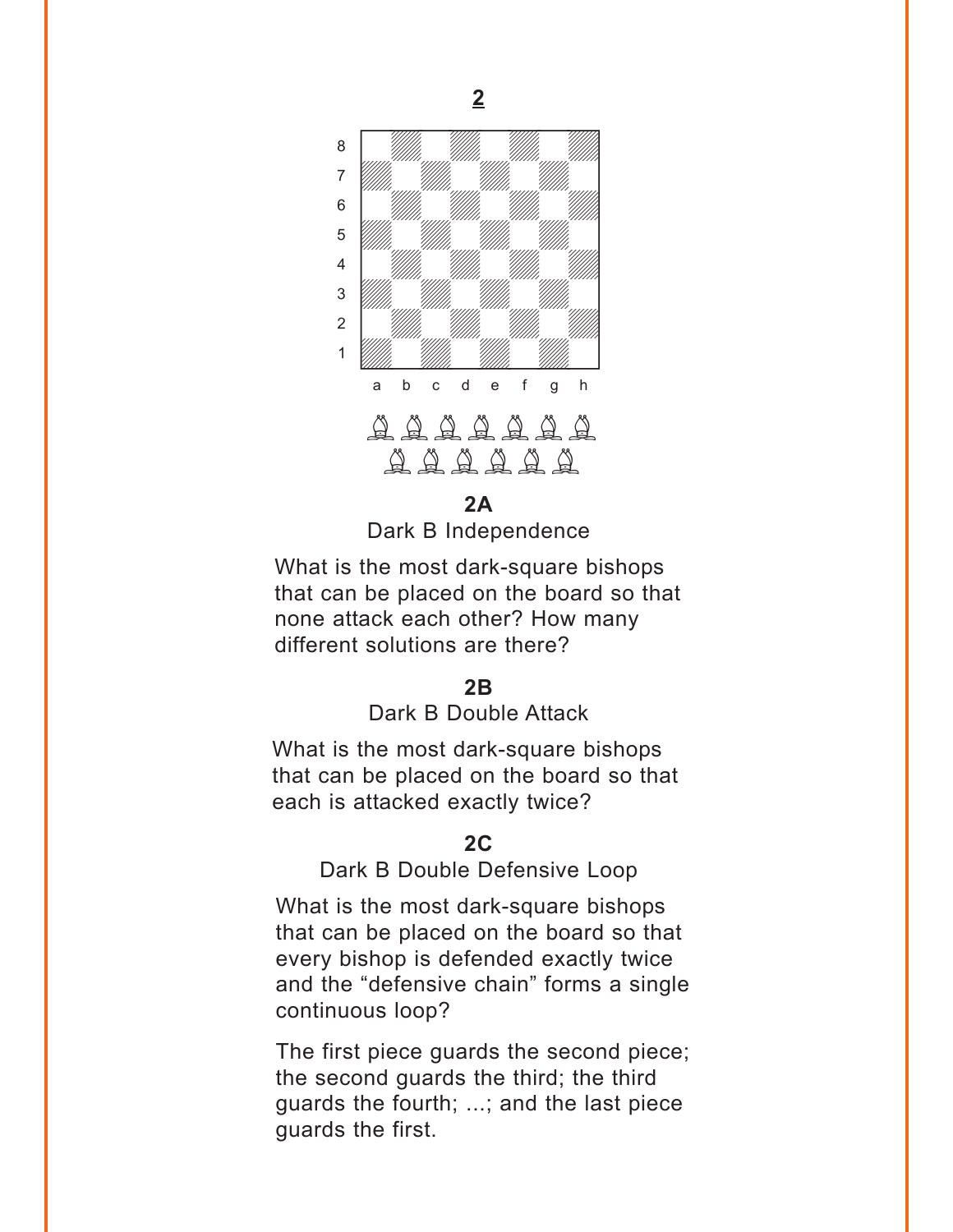## 2

### 2A

Dark B Independence

What is the most dark-square bishops that can be placed on the board so that none attack each other? How many different solutions are there?

### 2B

Dark B Double Attack

What is the most dark-square bishops that can be placed on the board so that each is attacked exactly twice?

### 2C

Dark B Double Defensive Loop

What is the most dark-square bishops that can be placed on the board so that every bishop is defended exactly twice and the "defensive chain" forms a single continuous loop?

The first piece guards the second piece; the second guards the third; the third guards the fourth; ...; and the last piece guards the first.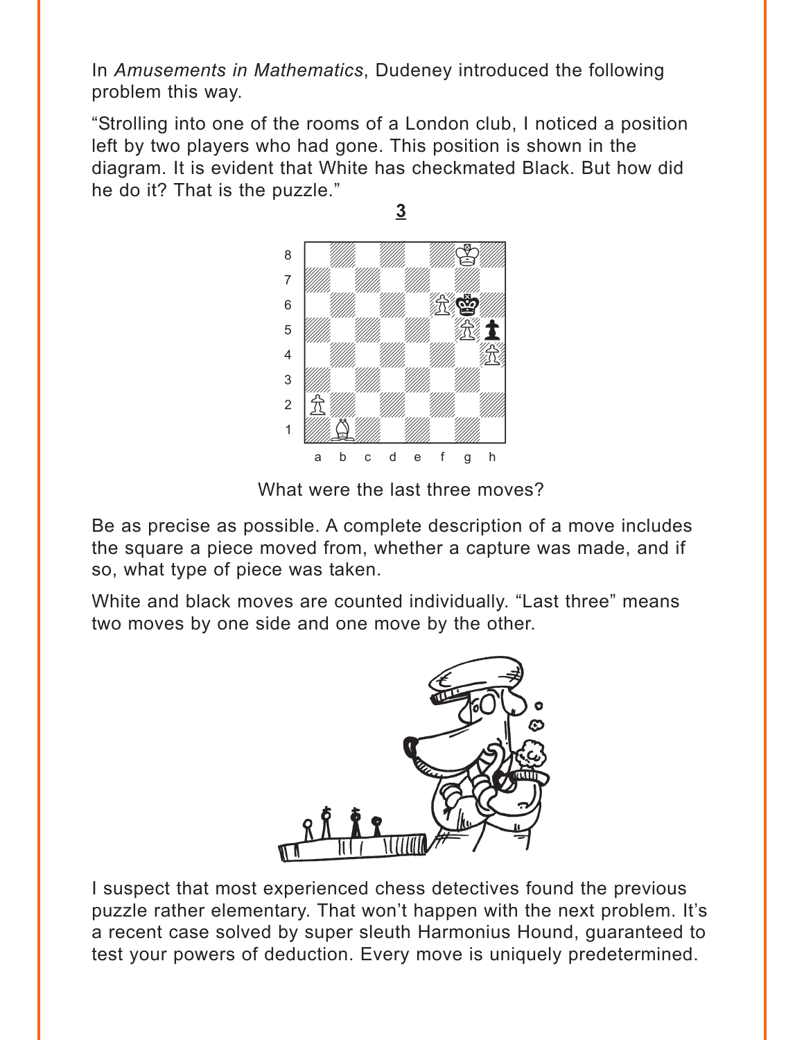In *Amusements in Mathematics*, Dudeney introduced the following problem this way.

"Strolling into one of the rooms of a London club, I noticed a position left by two players who had gone. This position is shown in the diagram. It is evident that White has checkmated Black. But how did he do it? That is the puzzle."

**3**

What were the last three moves?

Be as precise as possible. A complete description of a move includes the square a piece moved from, whether a capture was made, and if so, what type of piece was taken.

White and black moves are counted individually. "Last three" means two moves by one side and one move by the other.

I suspect that most experienced chess detectives found the previous puzzle rather elementary. That won't happen with the next problem. It's a recent case solved by super sleuth Harmonius Hound, guaranteed to test your powers of deduction. Every move is uniquely predetermined.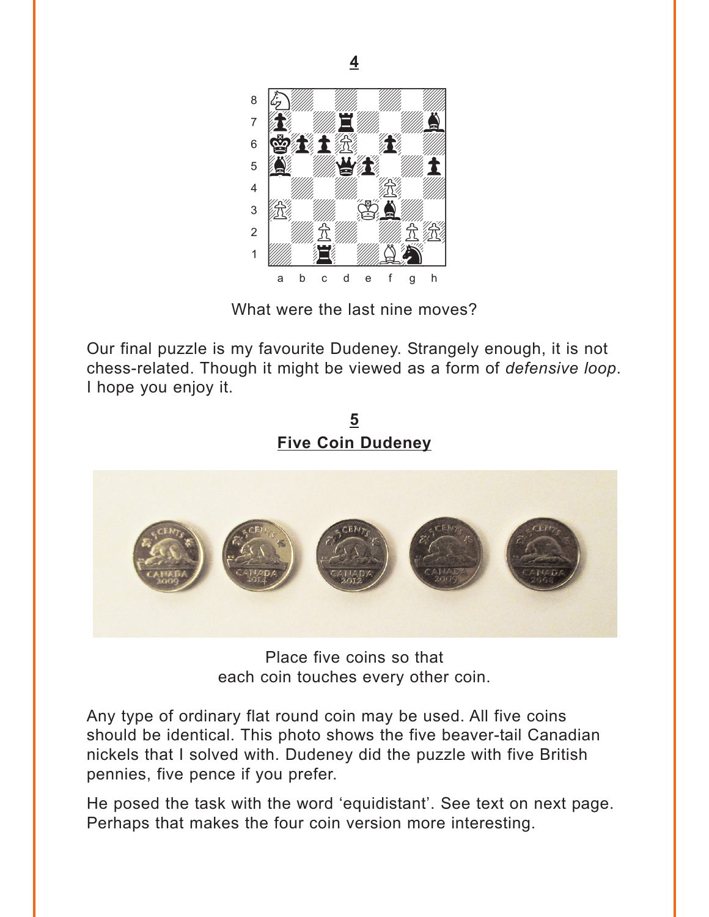**4**

What were the last nine moves?

Our final puzzle is my favourite Dudeney. Strangely enough, it is not chess-related. Though it might be viewed as a form of *defensive loop*. I hope you enjoy it.

**5**

**Five Coin Dudeney**

Place five coins so that
each coin touches every other coin.

Any type of ordinary flat round coin may be used. All five coins should be identical. This photo shows the five beaver-tail Canadian nickels that I solved with. Dudeney did the puzzle with five British pennies, five pence if you prefer.

He posed the task with the word 'equidistant'. See text on next page. Perhaps that makes the four coin version more interesting.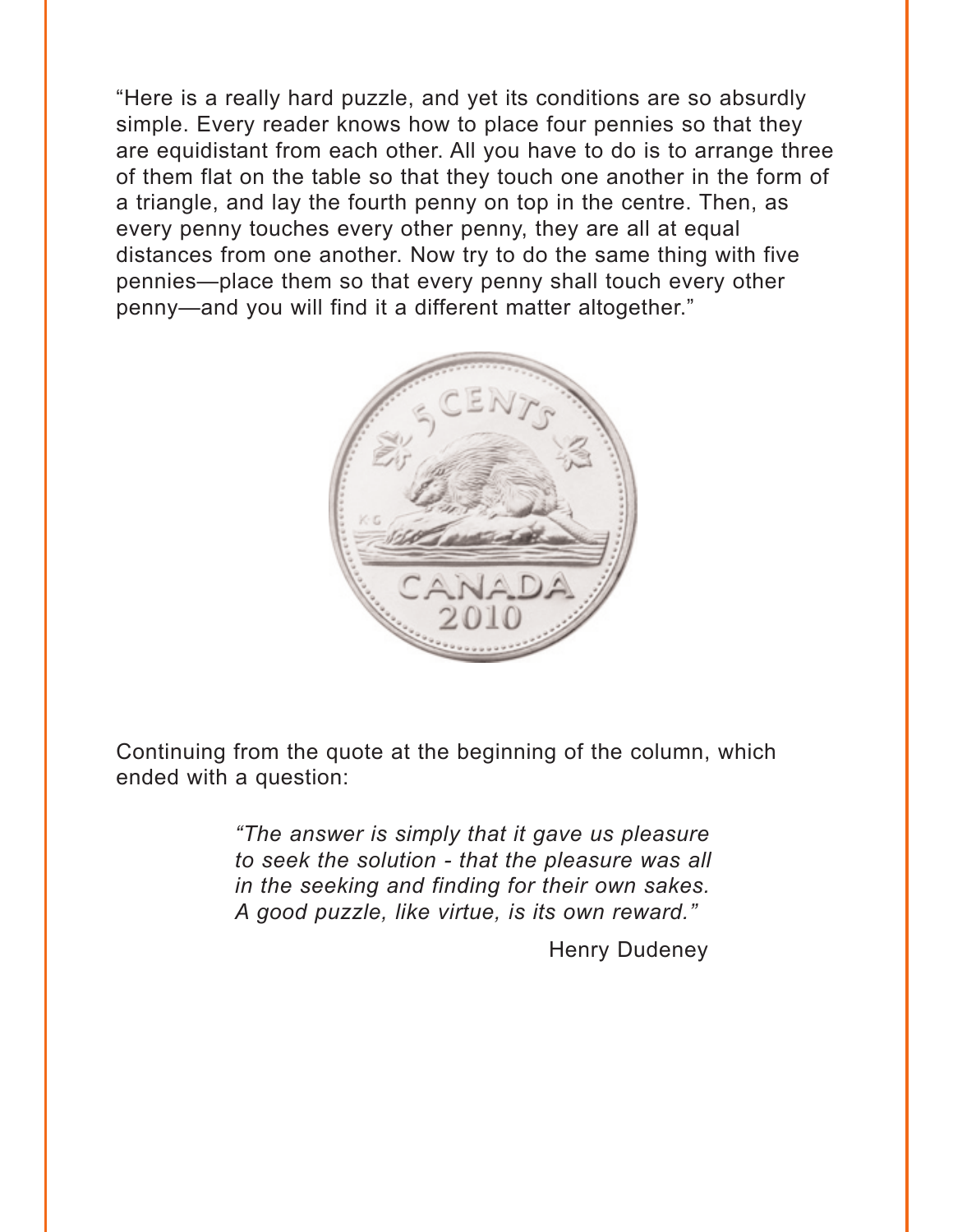"Here is a really hard puzzle, and yet its conditions are so absurdly simple. Every reader knows how to place four pennies so that they are equidistant from each other. All you have to do is to arrange three of them flat on the table so that they touch one another in the form of a triangle, and lay the fourth penny on top in the centre. Then, as every penny touches every other penny, they are all at equal distances from one another. Now try to do the same thing with five pennies—place them so that every penny shall touch every other penny—and you will find it a different matter altogether."

Continuing from the quote at the beginning of the column, which ended with a question:

> *"The answer is simply that it gave us pleasure to seek the solution - that the pleasure was all in the seeking and finding for their own sakes. A good puzzle, like virtue, is its own reward."*
>
> Henry Dudeney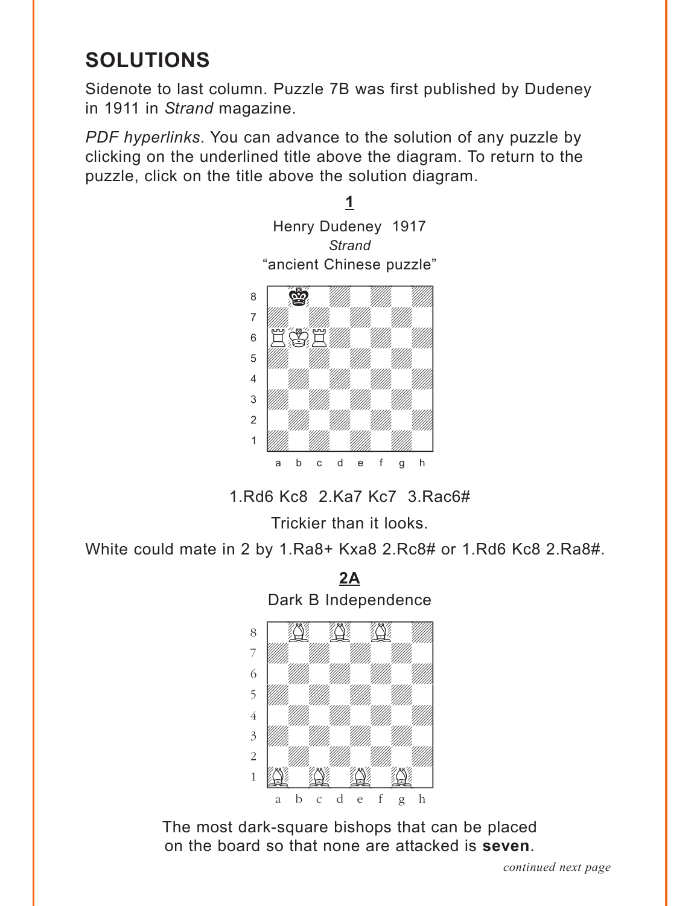# SOLUTIONS

Sidenote to last column. Puzzle 7B was first published by Dudeney in 1911 in *Strand* magazine.

*PDF hyperlinks*. You can advance to the solution of any puzzle by clicking on the underlined title above the diagram. To return to the puzzle, click on the title above the solution diagram.

## 1

Henry Dudeney 1917
*Strand*
“ancient Chinese puzzle”

1.Rd6 Kc8 2.Ka7 Kc7 3.Rac6#

Trickier than it looks.

White could mate in 2 by 1.Ra8+ Kxa8 2.Rc8# or 1.Rd6 Kc8 2.Ra8#.

## 2A

Dark B Independence

The most dark-square bishops that can be placed on the board so that none are attacked is **seven**.

*continued next page*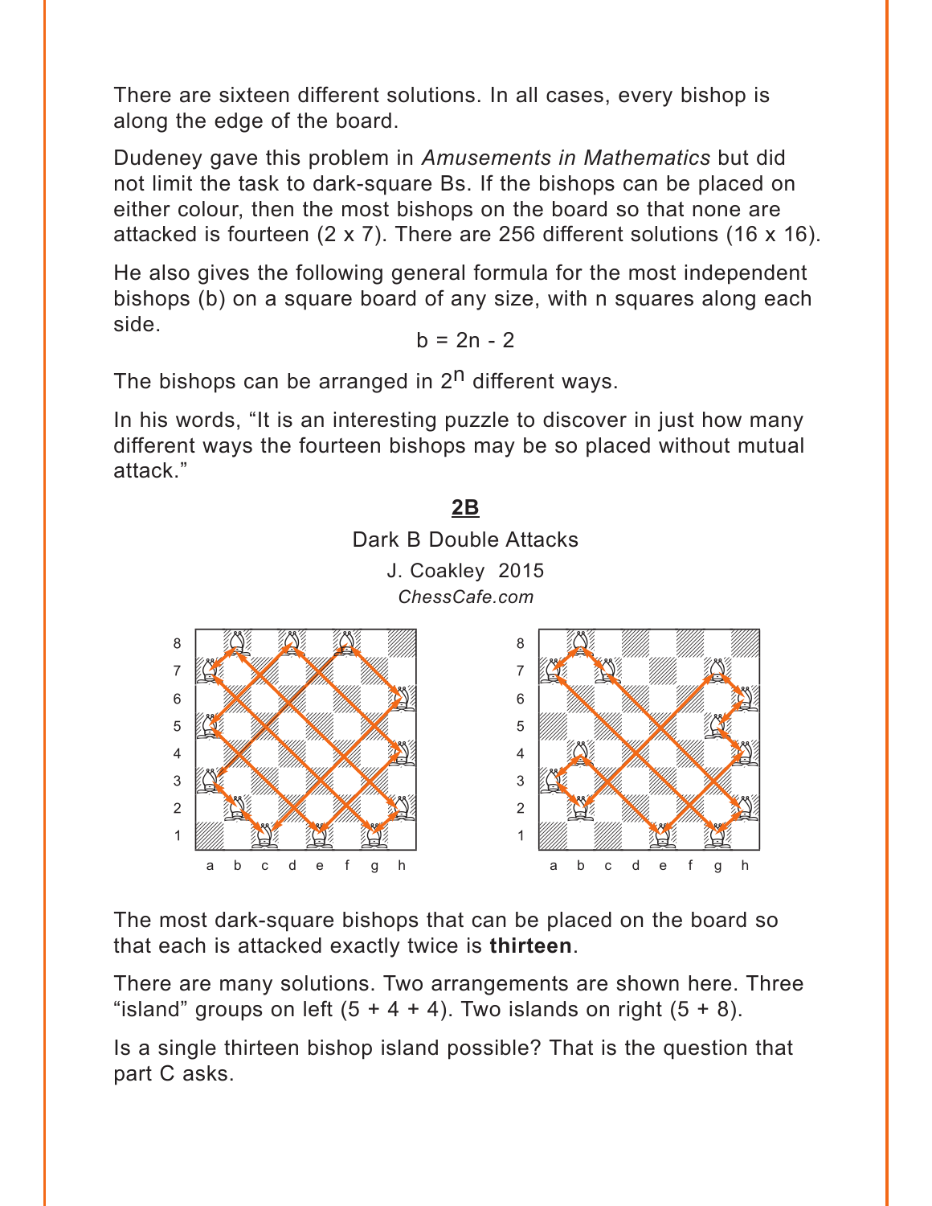There are sixteen different solutions. In all cases, every bishop is along the edge of the board.

Dudeney gave this problem in *Amusements in Mathematics* but did not limit the task to dark-square Bs. If the bishops can be placed on either colour, then the most bishops on the board so that none are attacked is fourteen (2 x 7). There are 256 different solutions (16 x 16).

He also gives the following general formula for the most independent bishops (b) on a square board of any size, with n squares along each side.

$$b = 2n - 2$$

The bishops can be arranged in $2^n$ different ways.

In his words, "It is an interesting puzzle to discover in just how many different ways the fourteen bishops may be so placed without mutual attack."

## 2B

Dark B Double Attacks

J. Coakley 2015

*ChessCafe.com*

The most dark-square bishops that can be placed on the board so that each is attacked exactly twice is **thirteen**.

There are many solutions. Two arrangements are shown here. Three "island" groups on left (5 + 4 + 4). Two islands on right (5 + 8).

Is a single thirteen bishop island possible? That is the question that part C asks.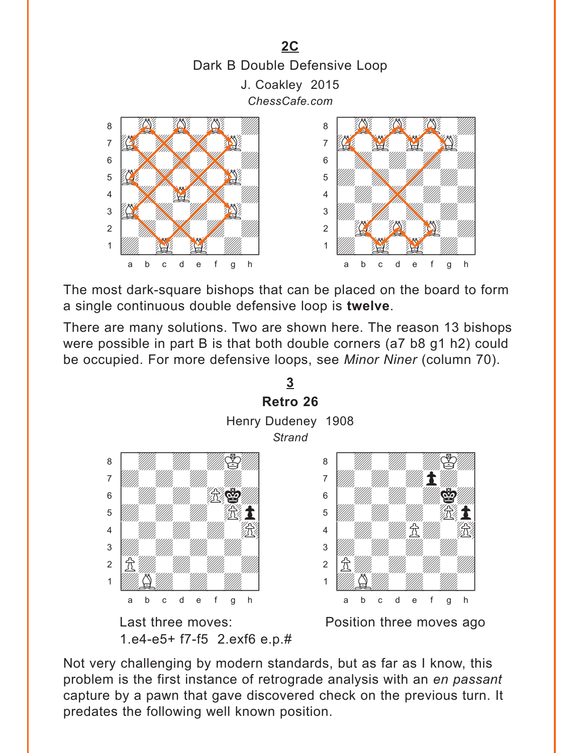## 2C

Dark B Double Defensive Loop

J. Coakley 2015

*ChessCafe.com*

The most dark-square bishops that can be placed on the board to form a single continuous double defensive loop is **twelve**.

There are many solutions. Two are shown here. The reason 13 bishops were possible in part B is that both double corners (a7 b8 g1 h2) could be occupied. For more defensive loops, see *Minor Niner* (column 70).

## 3

**Retro 26**

Henry Dudeney 1908

*Strand*

Last three moves:
1.e4-e5+ f7-f5 2.exf6 e.p.#

Position three moves ago

Not very challenging by modern standards, but as far as I know, this problem is the first instance of retrograde analysis with an *en passant* capture by a pawn that gave discovered check on the previous turn. It predates the following well known position.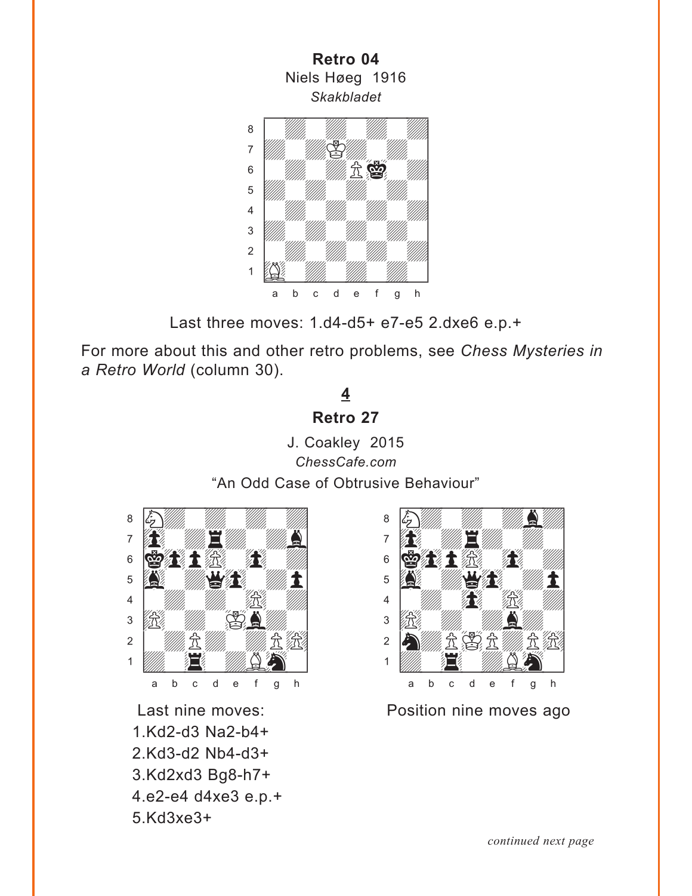**Retro 04**

Niels Høeg 1916

*Skakbladet*

Last three moves: 1.d4-d5+ e7-e5 2.dxe6 e.p.+

For more about this and other retro problems, see *Chess Mysteries in a Retro World* (column 30).

**4**

**Retro 27**

J. Coakley 2015

*ChessCafe.com*

"An Odd Case of Obtrusive Behaviour"

Last nine moves:

1.Kd2-d3 Na2-b4+
2.Kd3-d2 Nb4-d3+
3.Kd2xd3 Bg8-h7+
4.e2-e4 d4xe3 e.p.+
5.Kd3xe3+

Position nine moves ago

*continued next page*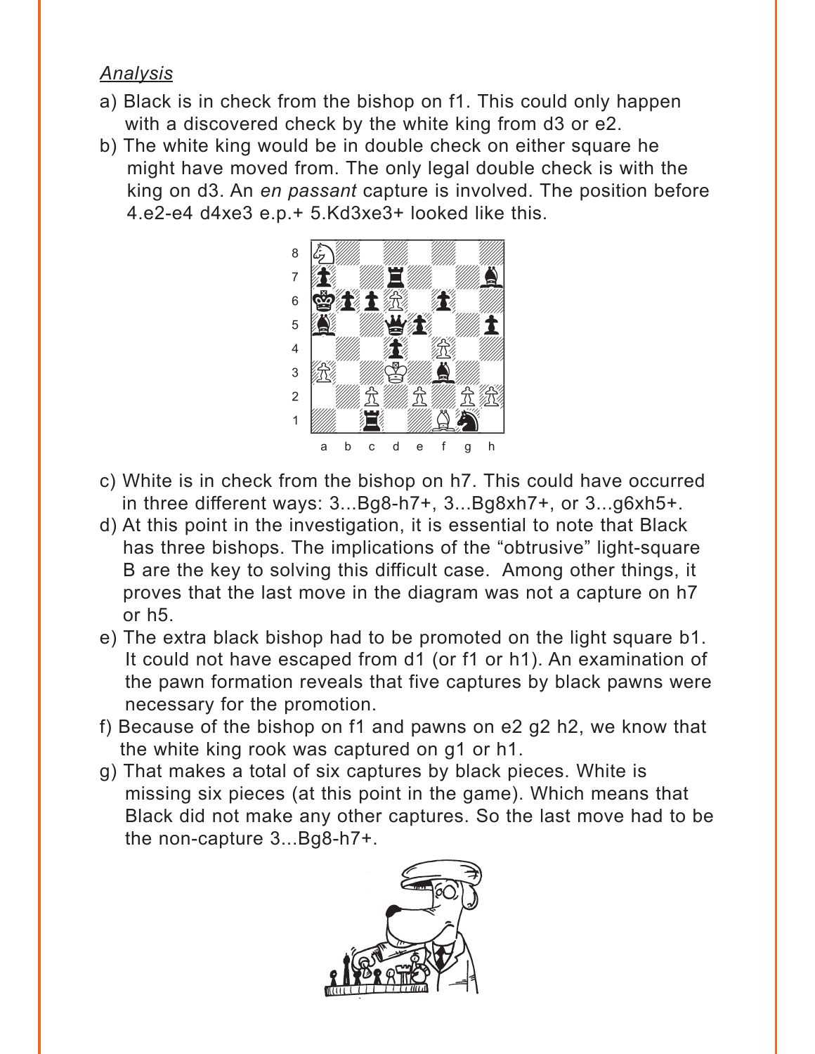*Analysis*

a) Black is in check from the bishop on f1. This could only happen with a discovered check by the white king from d3 or e2.

b) The white king would be in double check on either square he might have moved from. The only legal double check is with the king on d3. An *en passant* capture is involved. The position before 4.e2-e4 d4xe3 e.p.+ 5.Kd3xe3+ looked like this.

c) White is in check from the bishop on h7. This could have occurred in three different ways: 3...Bg8-h7+, 3...Bg8xh7+, or 3...g6xh5+.

d) At this point in the investigation, it is essential to note that Black has three bishops. The implications of the "obtrusive" light-square B are the key to solving this difficult case. Among other things, it proves that the last move in the diagram was not a capture on h7 or h5.

e) The extra black bishop had to be promoted on the light square b1. It could not have escaped from d1 (or f1 or h1). An examination of the pawn formation reveals that five captures by black pawns were necessary for the promotion.

f) Because of the bishop on f1 and pawns on e2 g2 h2, we know that the white king rook was captured on g1 or h1.

g) That makes a total of six captures by black pieces. White is missing six pieces (at this point in the game). Which means that Black did not make any other captures. So the last move had to be the non-capture 3...Bg8-h7+.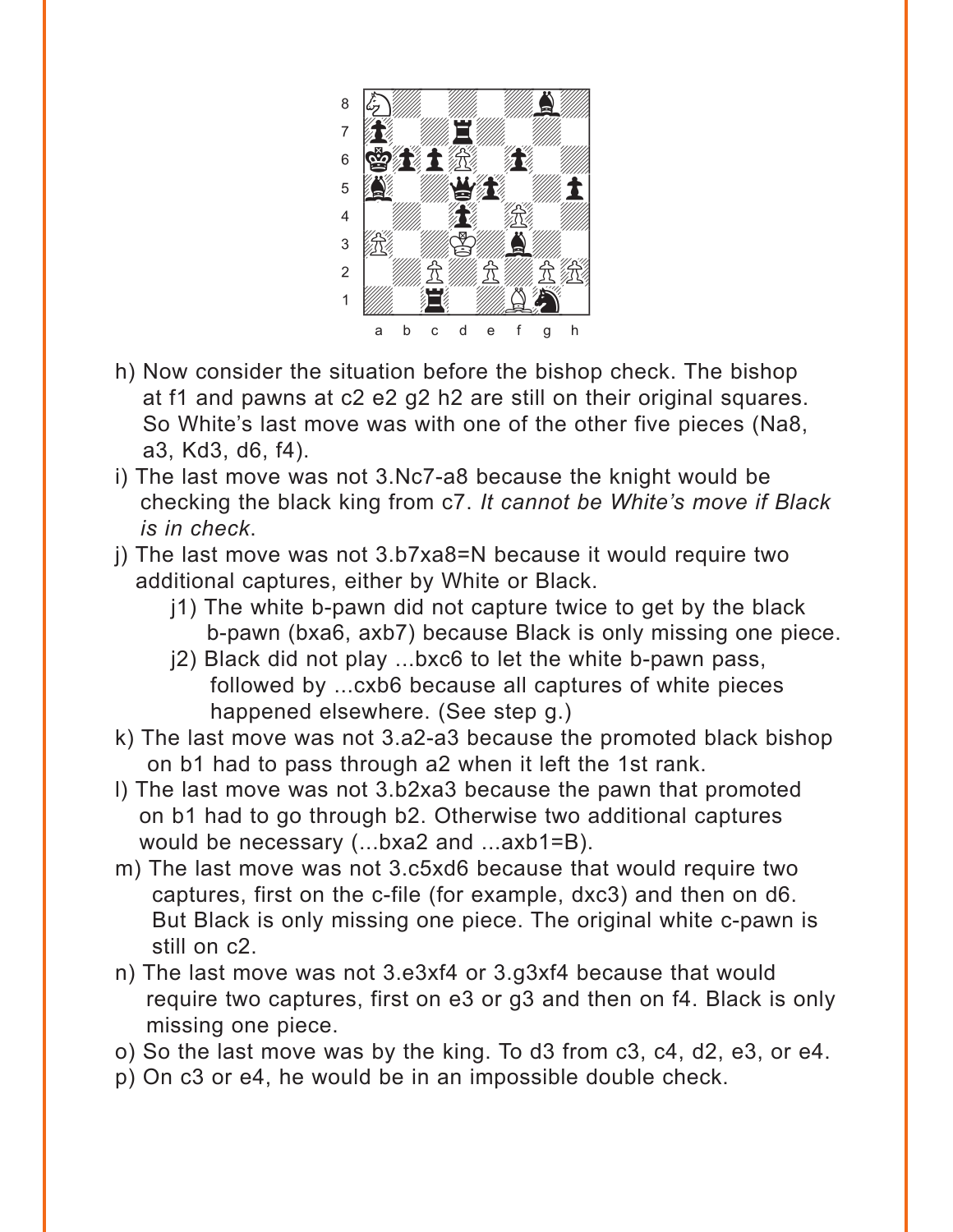h) Now consider the situation before the bishop check. The bishop at f1 and pawns at c2 e2 g2 h2 are still on their original squares. So White's last move was with one of the other five pieces (Na8, a3, Kd3, d6, f4).

i) The last move was not 3.Nc7-a8 because the knight would be checking the black king from c7. *It cannot be White's move if Black is in check*.

j) The last move was not 3.b7xa8=N because it would require two additional captures, either by White or Black.

   j1) The white b-pawn did not capture twice to get by the black b-pawn (bxa6, axb7) because Black is only missing one piece.

   j2) Black did not play ...bxc6 to let the white b-pawn pass, followed by ...cxb6 because all captures of white pieces happened elsewhere. (See step g.)

k) The last move was not 3.a2-a3 because the promoted black bishop on b1 had to pass through a2 when it left the 1st rank.

l) The last move was not 3.b2xa3 because the pawn that promoted on b1 had to go through b2. Otherwise two additional captures would be necessary (...bxa2 and ...axb1=B).

m) The last move was not 3.c5xd6 because that would require two captures, first on the c-file (for example, dxc3) and then on d6. But Black is only missing one piece. The original white c-pawn is still on c2.

n) The last move was not 3.e3xf4 or 3.g3xf4 because that would require two captures, first on e3 or g3 and then on f4. Black is only missing one piece.

o) So the last move was by the king. To d3 from c3, c4, d2, e3, or e4.

p) On c3 or e4, he would be in an impossible double check.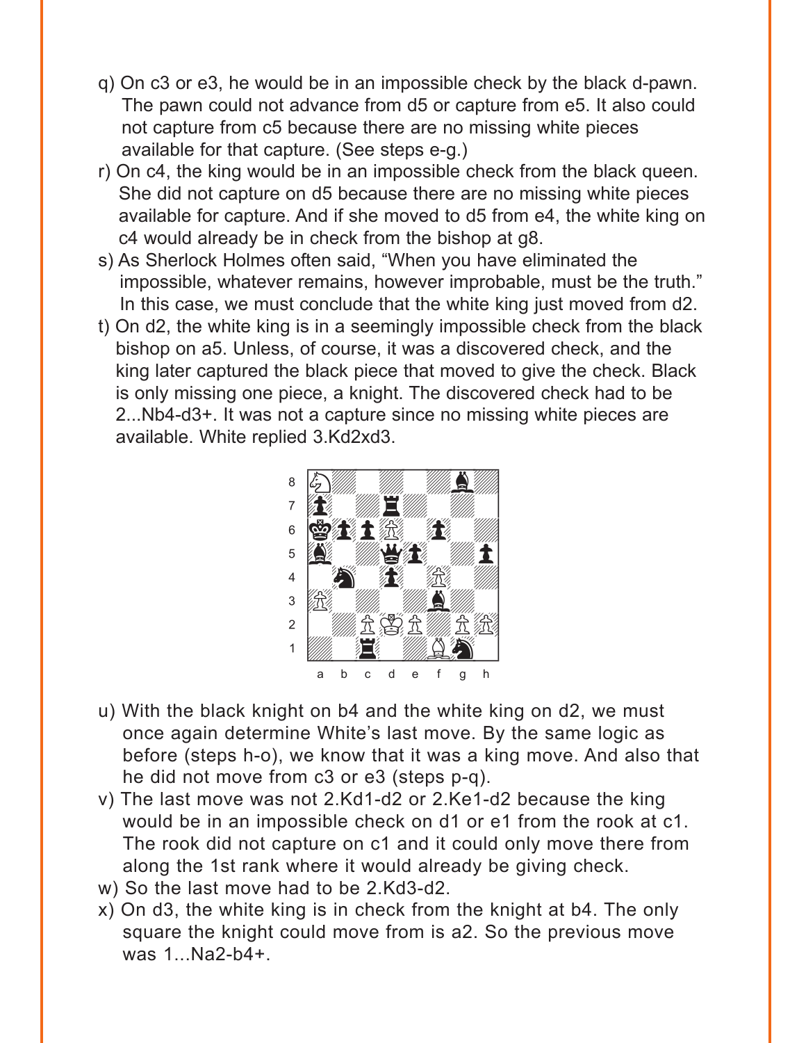q) On c3 or e3, he would be in an impossible check by the black d-pawn. The pawn could not advance from d5 or capture from e5. It also could not capture from c5 because there are no missing white pieces available for that capture. (See steps e-g.)

r) On c4, the king would be in an impossible check from the black queen. She did not capture on d5 because there are no missing white pieces available for capture. And if she moved to d5 from e4, the white king on c4 would already be in check from the bishop at g8.

s) As Sherlock Holmes often said, "When you have eliminated the impossible, whatever remains, however improbable, must be the truth." In this case, we must conclude that the white king just moved from d2.

t) On d2, the white king is in a seemingly impossible check from the black bishop on a5. Unless, of course, it was a discovered check, and the king later captured the black piece that moved to give the check. Black is only missing one piece, a knight. The discovered check had to be 2...Nb4-d3+. It was not a capture since no missing white pieces are available. White replied 3.Kd2xd3.

u) With the black knight on b4 and the white king on d2, we must once again determine White's last move. By the same logic as before (steps h-o), we know that it was a king move. And also that he did not move from c3 or e3 (steps p-q).

v) The last move was not 2.Kd1-d2 or 2.Ke1-d2 because the king would be in an impossible check on d1 or e1 from the rook at c1. The rook did not capture on c1 and it could only move there from along the 1st rank where it would already be giving check.

w) So the last move had to be 2.Kd3-d2.

x) On d3, the white king is in check from the knight at b4. The only square the knight could move from is a2. So the previous move was 1...Na2-b4+.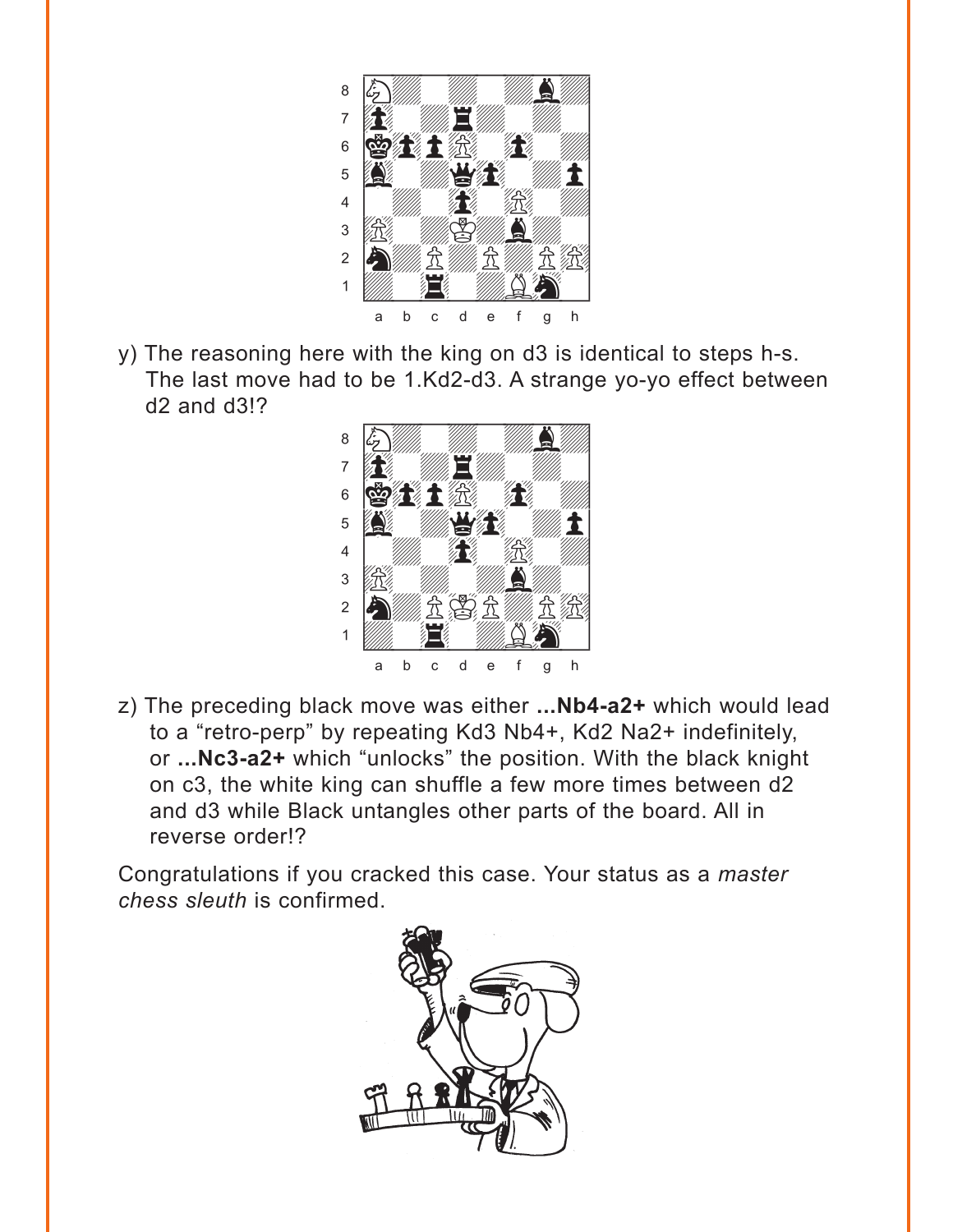y) The reasoning here with the king on d3 is identical to steps h-s. The last move had to be 1.Kd2-d3. A strange yo-yo effect between d2 and d3!?

z) The preceding black move was either **...Nb4-a2+** which would lead to a "retro-perp" by repeating Kd3 Nb4+, Kd2 Na2+ indefinitely, or **...Nc3-a2+** which "unlocks" the position. With the black knight on c3, the white king can shuffle a few more times between d2 and d3 while Black untangles other parts of the board. All in reverse order!?

Congratulations if you cracked this case. Your status as a *master chess sleuth* is confirmed.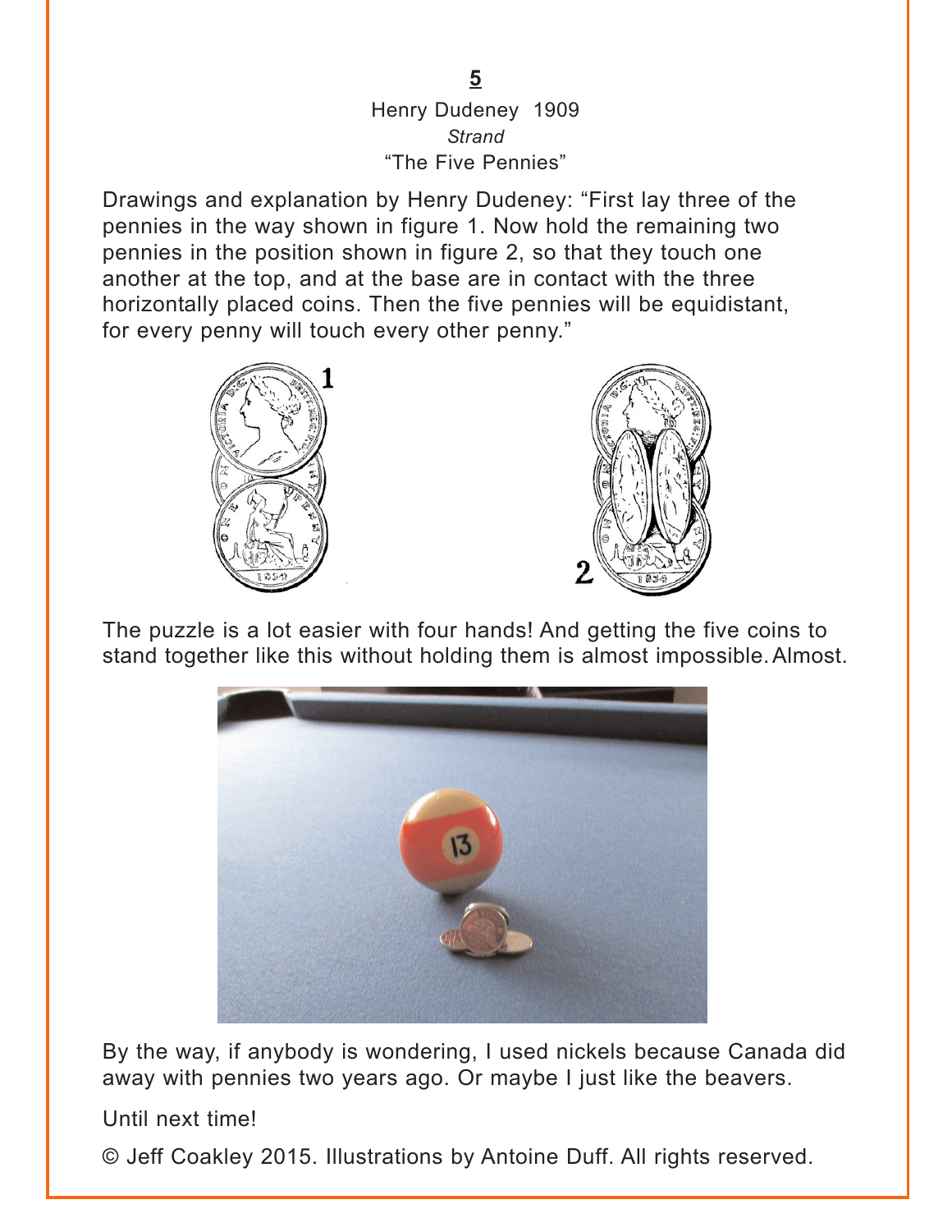**5**

Henry Dudeney 1909

*Strand*

"The Five Pennies"

Drawings and explanation by Henry Dudeney: "First lay three of the pennies in the way shown in figure 1. Now hold the remaining two pennies in the position shown in figure 2, so that they touch one another at the top, and at the base are in contact with the three horizontally placed coins. Then the five pennies will be equidistant, for every penny will touch every other penny."

The puzzle is a lot easier with four hands! And getting the five coins to stand together like this without holding them is almost impossible. Almost.

By the way, if anybody is wondering, I used nickels because Canada did away with pennies two years ago. Or maybe I just like the beavers.

Until next time!

© Jeff Coakley 2015. Illustrations by Antoine Duff. All rights reserved.